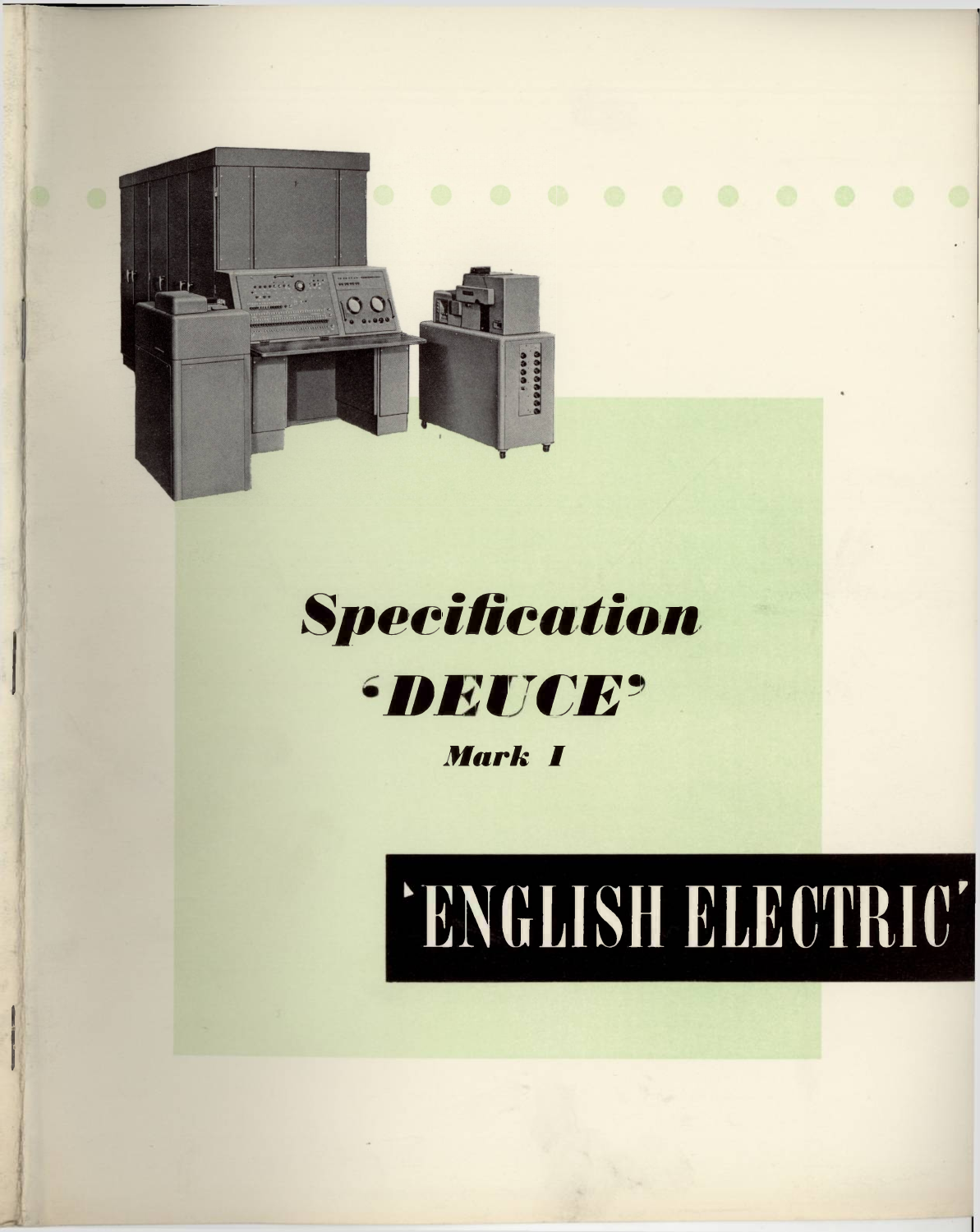# Specification

# 'DEUCE'

## Mark I

'ENGLISH ELECTRIC'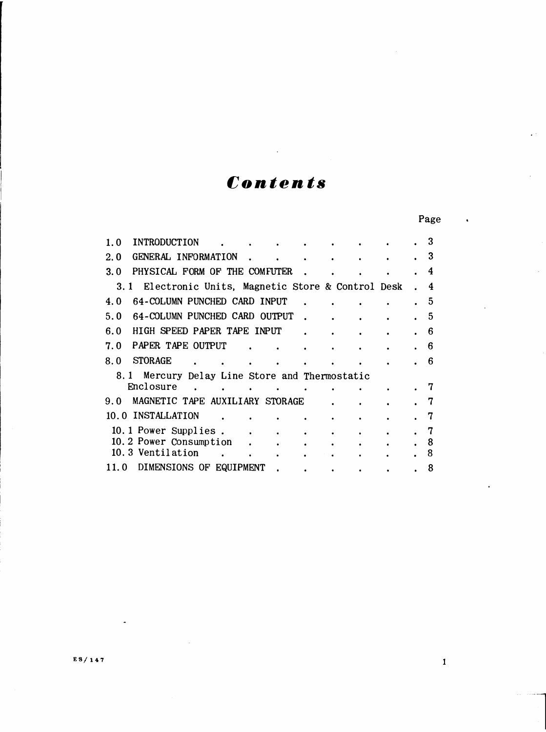# *Contents*

| | Page |
|---|---|
| 1.0 INTRODUCTION | 3 |
| 2.0 GENERAL INFORMATION | 3 |
| 3.0 PHYSICAL FORM OF THE COMPUTER | 4 |
| 3.1 Electronic Units, Magnetic Store & Control Desk | 4 |
| 4.0 64-COLUMN PUNCHED CARD INPUT | 5 |
| 5.0 64-COLUMN PUNCHED CARD OUTPUT | 5 |
| 6.0 HIGH SPEED PAPER TAPE INPUT | 6 |
| 7.0 PAPER TAPE OUTPUT | 6 |
| 8.0 STORAGE | 6 |
| 8.1 Mercury Delay Line Store and Thermostatic Enclosure | 7 |
| 9.0 MAGNETIC TAPE AUXILIARY STORAGE | 7 |
| 10.0 INSTALLATION | 7 |
| 10.1 Power Supplies | 7 |
| 10.2 Power Consumption | 8 |
| 10.3 Ventilation | 8 |
| 11.0 DIMENSIONS OF EQUIPMENT | 8 |

ES/147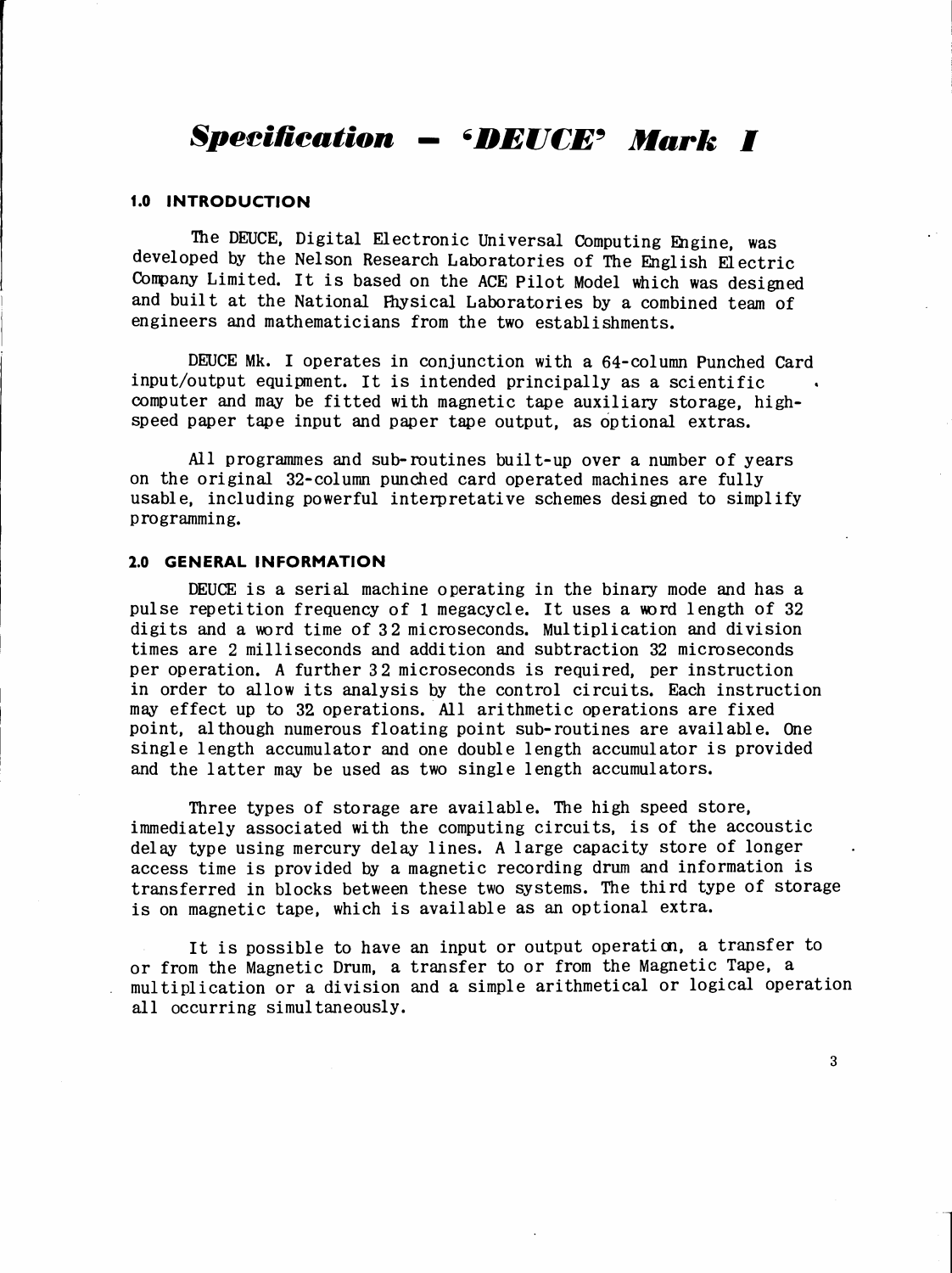# *Specification – 'DEUCE' Mark I*

## 1.0 INTRODUCTION

The DEUCE, Digital Electronic Universal Computing Engine, was developed by the Nelson Research Laboratories of The English Electric Company Limited. It is based on the ACE Pilot Model which was designed and built at the National Physical Laboratories by a combined team of engineers and mathematicians from the two establishments.

DEUCE Mk. I operates in conjunction with a 64-column Punched Card input/output equipment. It is intended principally as a scientific computer and may be fitted with magnetic tape auxiliary storage, high-speed paper tape input and paper tape output, as optional extras.

All programmes and sub-routines built-up over a number of years on the original 32-column punched card operated machines are fully usable, including powerful interpretative schemes designed to simplify programming.

## 2.0 GENERAL INFORMATION

DEUCE is a serial machine operating in the binary mode and has a pulse repetition frequency of 1 megacycle. It uses a word length of 32 digits and a word time of 32 microseconds. Multiplication and division times are 2 milliseconds and addition and subtraction 32 microseconds per operation. A further 32 microseconds is required, per instruction in order to allow its analysis by the control circuits. Each instruction may effect up to 32 operations. All arithmetic operations are fixed point, although numerous floating point sub-routines are available. One single length accumulator and one double length accumulator is provided and the latter may be used as two single length accumulators.

Three types of storage are available. The high speed store, immediately associated with the computing circuits, is of the accoustic delay type using mercury delay lines. A large capacity store of longer access time is provided by a magnetic recording drum and information is transferred in blocks between these two systems. The third type of storage is on magnetic tape, which is available as an optional extra.

It is possible to have an input or output operation, a transfer to or from the Magnetic Drum, a transfer to or from the Magnetic Tape, a multiplication or a division and a simple arithmetical or logical operation all occurring simultaneously.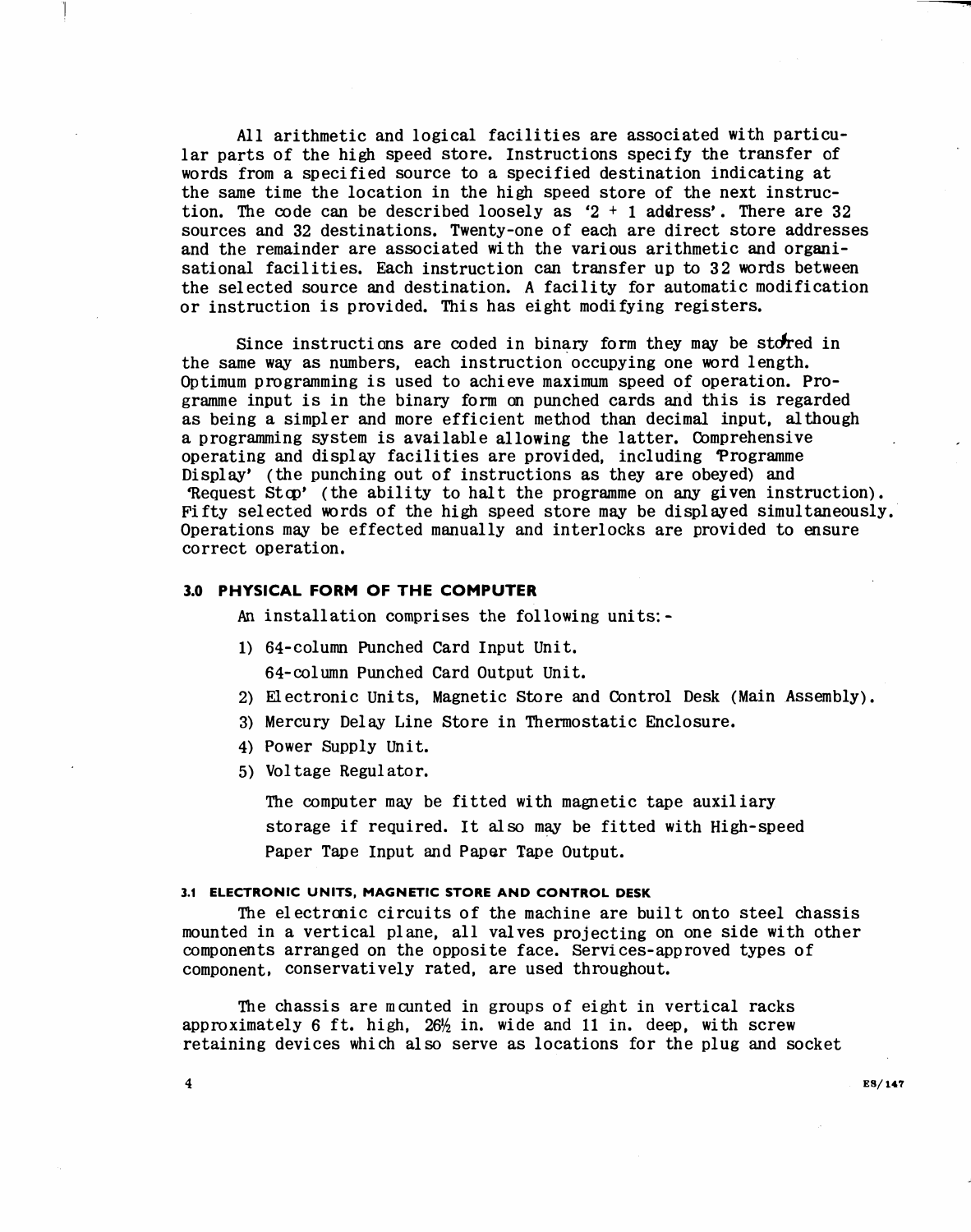All arithmetic and logical facilities are associated with particular parts of the high speed store. Instructions specify the transfer of words from a specified source to a specified destination indicating at the same time the location in the high speed store of the next instruction. The code can be described loosely as '2 + 1 address'. There are 32 sources and 32 destinations. Twenty-one of each are direct store addresses and the remainder are associated with the various arithmetic and organisational facilities. Each instruction can transfer up to 32 words between the selected source and destination. A facility for automatic modification or instruction is provided. This has eight modifying registers.

Since instructions are coded in binary form they may be stored in the same way as numbers, each instruction occupying one word length. Optimum programming is used to achieve maximum speed of operation. Programme input is in the binary form on punched cards and this is regarded as being a simpler and more efficient method than decimal input, although a programming system is available allowing the latter. Comprehensive operating and display facilities are provided, including 'Programme Display' (the punching out of instructions as they are obeyed) and 'Request Stop' (the ability to halt the programme on any given instruction). Fifty selected words of the high speed store may be displayed simultaneously. Operations may be effected manually and interlocks are provided to ensure correct operation.

## 3.0 PHYSICAL FORM OF THE COMPUTER

An installation comprises the following units:-

1) 64-column Punched Card Input Unit.
   64-column Punched Card Output Unit.
2) Electronic Units, Magnetic Store and Control Desk (Main Assembly).
3) Mercury Delay Line Store in Thermostatic Enclosure.
4) Power Supply Unit.
5) Voltage Regulator.

   The computer may be fitted with magnetic tape auxiliary storage if required. It also may be fitted with High-speed Paper Tape Input and Paper Tape Output.

### 3.1 ELECTRONIC UNITS, MAGNETIC STORE AND CONTROL DESK

The electronic circuits of the machine are built onto steel chassis mounted in a vertical plane, all valves projecting on one side with other components arranged on the opposite face. Services-approved types of component, conservatively rated, are used throughout.

The chassis are mounted in groups of eight in vertical racks approximately 6 ft. high, 26½ in. wide and 11 in. deep, with screw retaining devices which also serve as locations for the plug and socket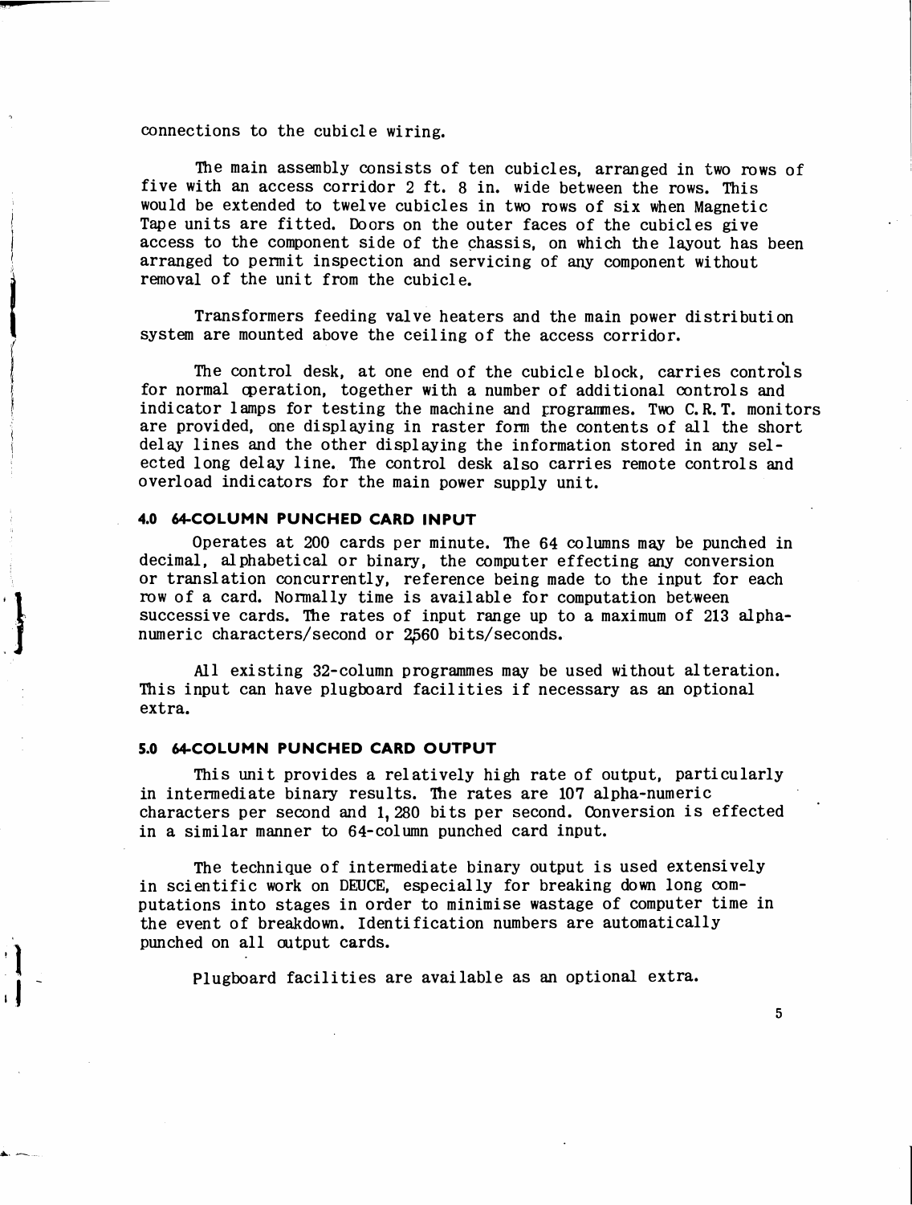connections to the cubicle wiring.

The main assembly consists of ten cubicles, arranged in two rows of five with an access corridor 2 ft. 8 in. wide between the rows. This would be extended to twelve cubicles in two rows of six when Magnetic Tape units are fitted. Doors on the outer faces of the cubicles give access to the component side of the chassis, on which the layout has been arranged to permit inspection and servicing of any component without removal of the unit from the cubicle.

Transformers feeding valve heaters and the main power distribution system are mounted above the ceiling of the access corridor.

The control desk, at one end of the cubicle block, carries controls for normal operation, together with a number of additional controls and indicator lamps for testing the machine and programmes. Two C.R.T. monitors are provided, one displaying in raster form the contents of all the short delay lines and the other displaying the information stored in any selected long delay line. The control desk also carries remote controls and overload indicators for the main power supply unit.

## 4.0 64-COLUMN PUNCHED CARD INPUT

Operates at 200 cards per minute. The 64 columns may be punched in decimal, alphabetical or binary, the computer effecting any conversion or translation concurrently, reference being made to the input for each row of a card. Normally time is available for computation between successive cards. The rates of input range up to a maximum of 213 alpha-numeric characters/second or 2,560 bits/seconds.

All existing 32-column programmes may be used without alteration. This input can have plugboard facilities if necessary as an optional extra.

## 5.0 64-COLUMN PUNCHED CARD OUTPUT

This unit provides a relatively high rate of output, particularly in intermediate binary results. The rates are 107 alpha-numeric characters per second and 1,280 bits per second. Conversion is effected in a similar manner to 64-column punched card input.

The technique of intermediate binary output is used extensively in scientific work on DEUCE, especially for breaking down long computations into stages in order to minimise wastage of computer time in the event of breakdown. Identification numbers are automatically punched on all output cards.

Plugboard facilities are available as an optional extra.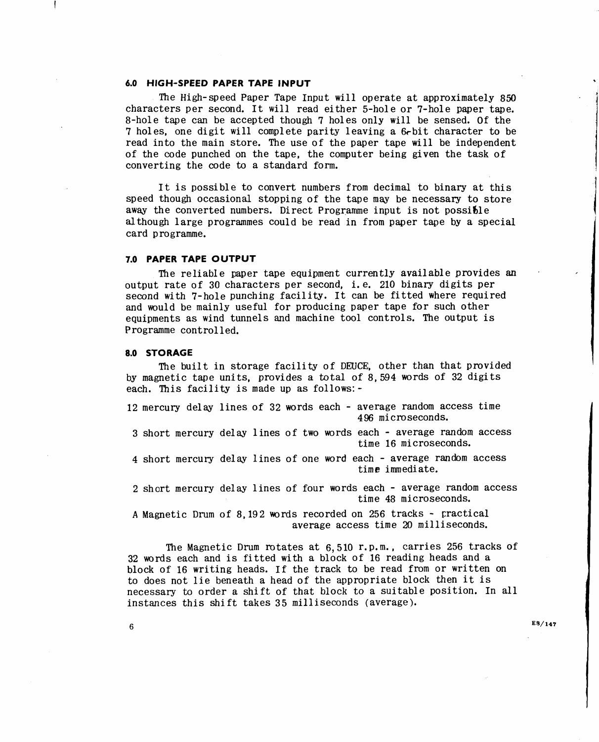### 6.0 HIGH-SPEED PAPER TAPE INPUT

The High-speed Paper Tape Input will operate at approximately 850 characters per second. It will read either 5-hole or 7-hole paper tape. 8-hole tape can be accepted though 7 holes only will be sensed. Of the 7 holes, one digit will complete parity leaving a 6-bit character to be read into the main store. The use of the paper tape will be independent of the code punched on the tape, the computer being given the task of converting the code to a standard form.

It is possible to convert numbers from decimal to binary at this speed though occasional stopping of the tape may be necessary to store away the converted numbers. Direct Programme input is not possible although large programmes could be read in from paper tape by a special card programme.

### 7.0 PAPER TAPE OUTPUT

The reliable paper tape equipment currently available provides an output rate of 30 characters per second, i.e. 210 binary digits per second with 7-hole punching facility. It can be fitted where required and would be mainly useful for producing paper tape for such other equipments as wind tunnels and machine tool controls. The output is Programme controlled.

### 8.0 STORAGE

The built in storage facility of DEUCE, other than that provided by magnetic tape units, provides a total of 8,594 words of 32 digits each. This facility is made up as follows:-

12 mercury delay lines of 32 words each - average random access time 496 microseconds.

3 short mercury delay lines of two words each - average random access time 16 microseconds.

4 short mercury delay lines of one word each - average random access time immediate.

2 short mercury delay lines of four words each - average random access time 48 microseconds.

A Magnetic Drum of 8,192 words recorded on 256 tracks - practical average access time 20 milliseconds.

The Magnetic Drum rotates at 6,510 r.p.m., carries 256 tracks of 32 words each and is fitted with a block of 16 reading heads and a block of 16 writing heads. If the track to be read from or written on to does not lie beneath a head of the appropriate block then it is necessary to order a shift of that block to a suitable position. In all instances this shift takes 35 milliseconds (average).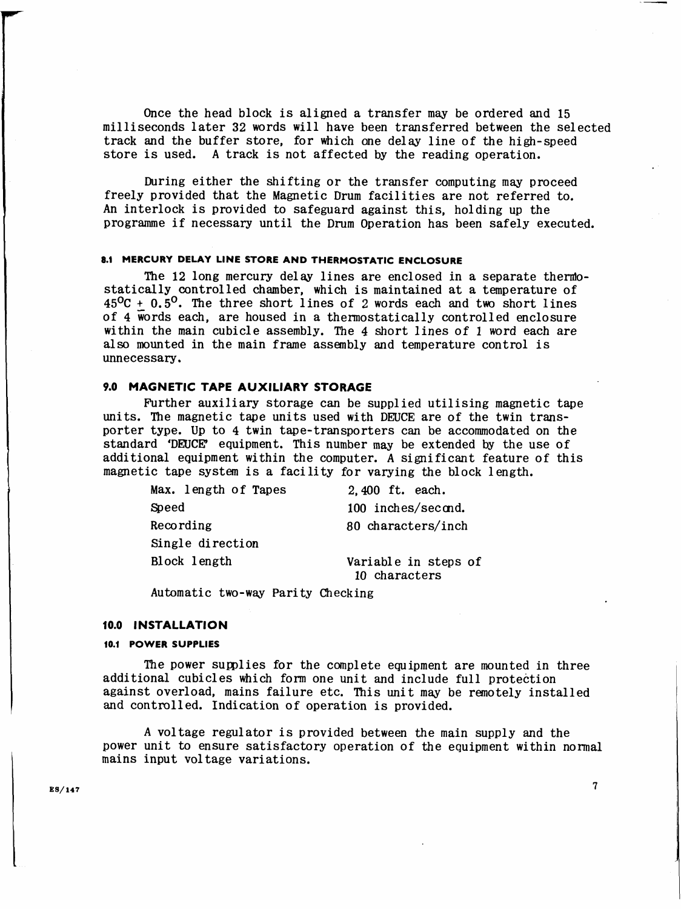Once the head block is aligned a transfer may be ordered and 15 milliseconds later 32 words will have been transferred between the selected track and the buffer store, for which one delay line of the high-speed store is used. A track is not affected by the reading operation.

During either the shifting or the transfer computing may proceed freely provided that the Magnetic Drum facilities are not referred to. An interlock is provided to safeguard against this, holding up the programme if necessary until the Drum Operation has been safely executed.

### 8.1 MERCURY DELAY LINE STORE AND THERMOSTATIC ENCLOSURE

The 12 long mercury delay lines are enclosed in a separate thermostatically controlled chamber, which is maintained at a temperature of $45^{o}C \pm 0.5^{o}$. The three short lines of 2 words each and two short lines of 4 words each, are housed in a thermostatically controlled enclosure within the main cubicle assembly. The 4 short lines of 1 word each are also mounted in the main frame assembly and temperature control is unnecessary.

## 9.0 MAGNETIC TAPE AUXILIARY STORAGE

Further auxiliary storage can be supplied utilising magnetic tape units. The magnetic tape units used with DEUCE are of the twin transporter type. Up to 4 twin tape-transporters can be accommodated on the standard 'DEUCE' equipment. This number may be extended by the use of additional equipment within the computer. A significant feature of this magnetic tape system is a facility for varying the block length.

| | |
|---|---|
| Max. length of Tapes | 2,400 ft. each. |
| Speed | 100 inches/second. |
| Recording | 80 characters/inch |
| Single direction | |
| Block length | Variable in steps of 10 characters |

Automatic two-way Parity Checking

## 10.0 INSTALLATION

### 10.1 POWER SUPPLIES

The power supplies for the complete equipment are mounted in three additional cubicles which form one unit and include full protection against overload, mains failure etc. This unit may be remotely installed and controlled. Indication of operation is provided.

A voltage regulator is provided between the main supply and the power unit to ensure satisfactory operation of the equipment within normal mains input voltage variations.

ES/147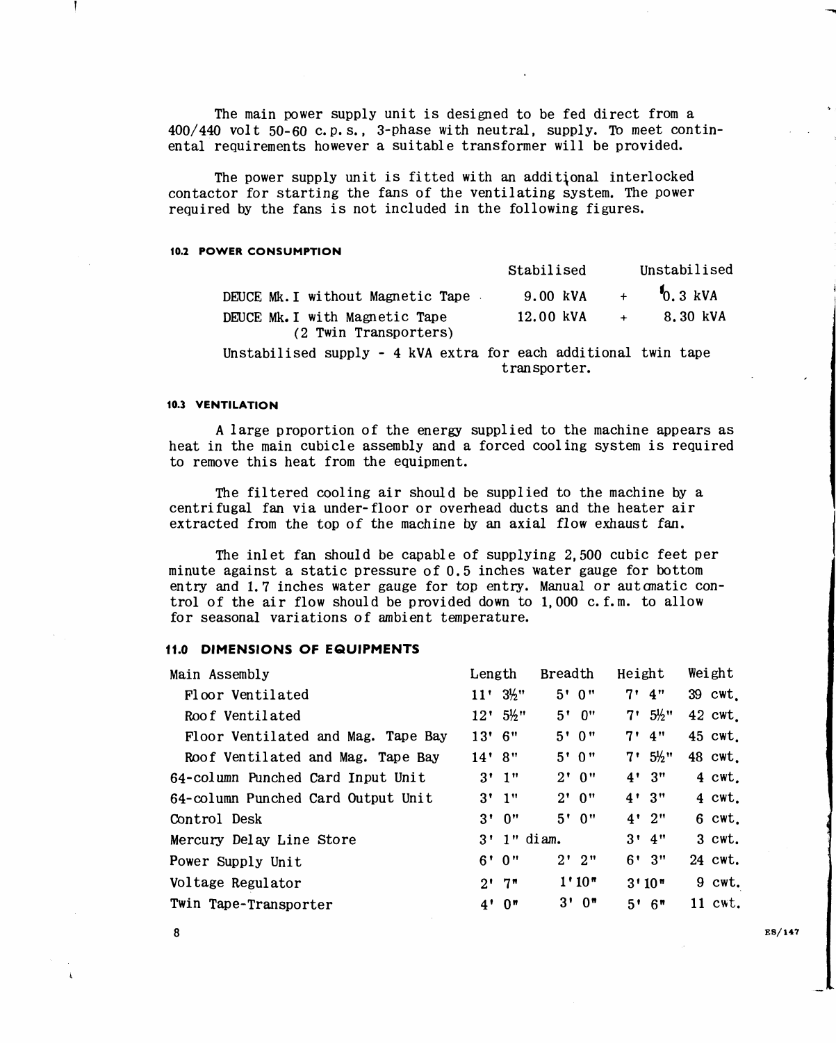The main power supply unit is designed to be fed direct from a 400/440 volt 50-60 c.p.s., 3-phase with neutral, supply. To meet continental requirements however a suitable transformer will be provided.

The power supply unit is fitted with an additional interlocked contactor for starting the fans of the ventilating system. The power required by the fans is not included in the following figures.

### 10.2 POWER CONSUMPTION

| | Stabilised | | Unstabilised |
|---|---|---|---|
| DEUCE Mk.I without Magnetic Tape | 9.00 kVA | + | 0.3 kVA |
| DEUCE Mk.I with Magnetic Tape (2 Twin Transporters) | 12.00 kVA | + | 8.30 kVA |

Unstabilised supply - 4 kVA extra for each additional twin tape transporter.

### 10.3 VENTILATION

A large proportion of the energy supplied to the machine appears as heat in the main cubicle assembly and a forced cooling system is required to remove this heat from the equipment.

The filtered cooling air should be supplied to the machine by a centrifugal fan via under-floor or overhead ducts and the heater air extracted from the top of the machine by an axial flow exhaust fan.

The inlet fan should be capable of supplying 2,500 cubic feet per minute against a static pressure of 0.5 inches water gauge for bottom entry and 1.7 inches water gauge for top entry. Manual or automatic control of the air flow should be provided down to 1,000 c.f.m. to allow for seasonal variations of ambient temperature.

## 11.0 DIMENSIONS OF EQUIPMENTS

| | Length | Breadth | Height | Weight |
|---|---|---|---|---|
| Main Assembly | | | | |
| Floor Ventilated | 11' 3½" | 5' 0" | 7' 4" | 39 cwt. |
| Roof Ventilated | 12' 5½" | 5' 0" | 7' 5½" | 42 cwt. |
| Floor Ventilated and Mag. Tape Bay | 13' 6" | 5' 0" | 7' 4" | 45 cwt. |
| Roof Ventilated and Mag. Tape Bay | 14' 8" | 5' 0" | 7' 5½" | 48 cwt. |
| 64-column Punched Card Input Unit | 3' 1" | 2' 0" | 4' 3" | 4 cwt. |
| 64-column Punched Card Output Unit | 3' 1" | 2' 0" | 4' 3" | 4 cwt. |
| Control Desk | 3' 0" | 5' 0" | 4' 2" | 6 cwt. |
| Mercury Delay Line Store | 3' 1" diam. | | 3' 4" | 3 cwt. |
| Power Supply Unit | 6' 0" | 2' 2" | 6' 3" | 24 cwt. |
| Voltage Regulator | 2' 7" | 1'10" | 3'10" | 9 cwt. |
| Twin Tape-Transporter | 4' 0" | 3' 0" | 5' 6" | 11 cwt. |

ES/147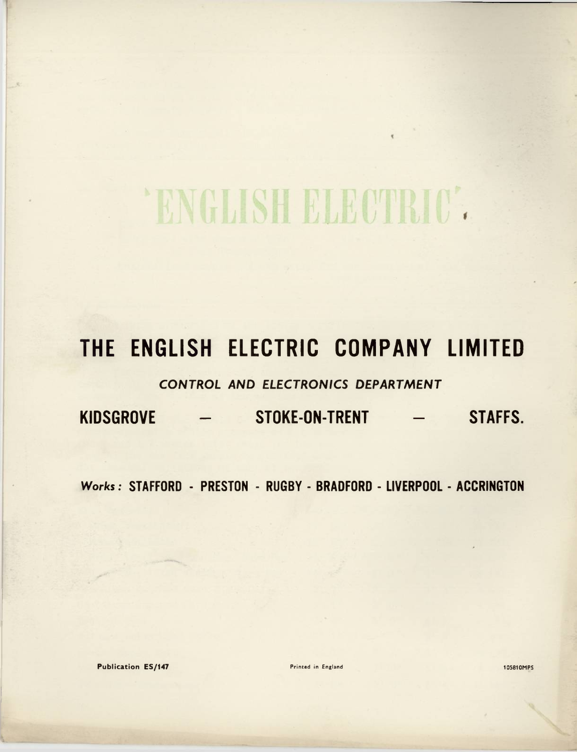'ENGLISH ELECTRIC'

# THE ENGLISH ELECTRIC COMPANY LIMITED

*CONTROL AND ELECTRONICS DEPARTMENT*

**KIDSGROVE — STOKE-ON-TRENT — STAFFS.**

*Works:* **STAFFORD - PRESTON - RUGBY - BRADFORD - LIVERPOOL - ACCRINGTON**

**Publication ES/147** Printed in England 105810MPS